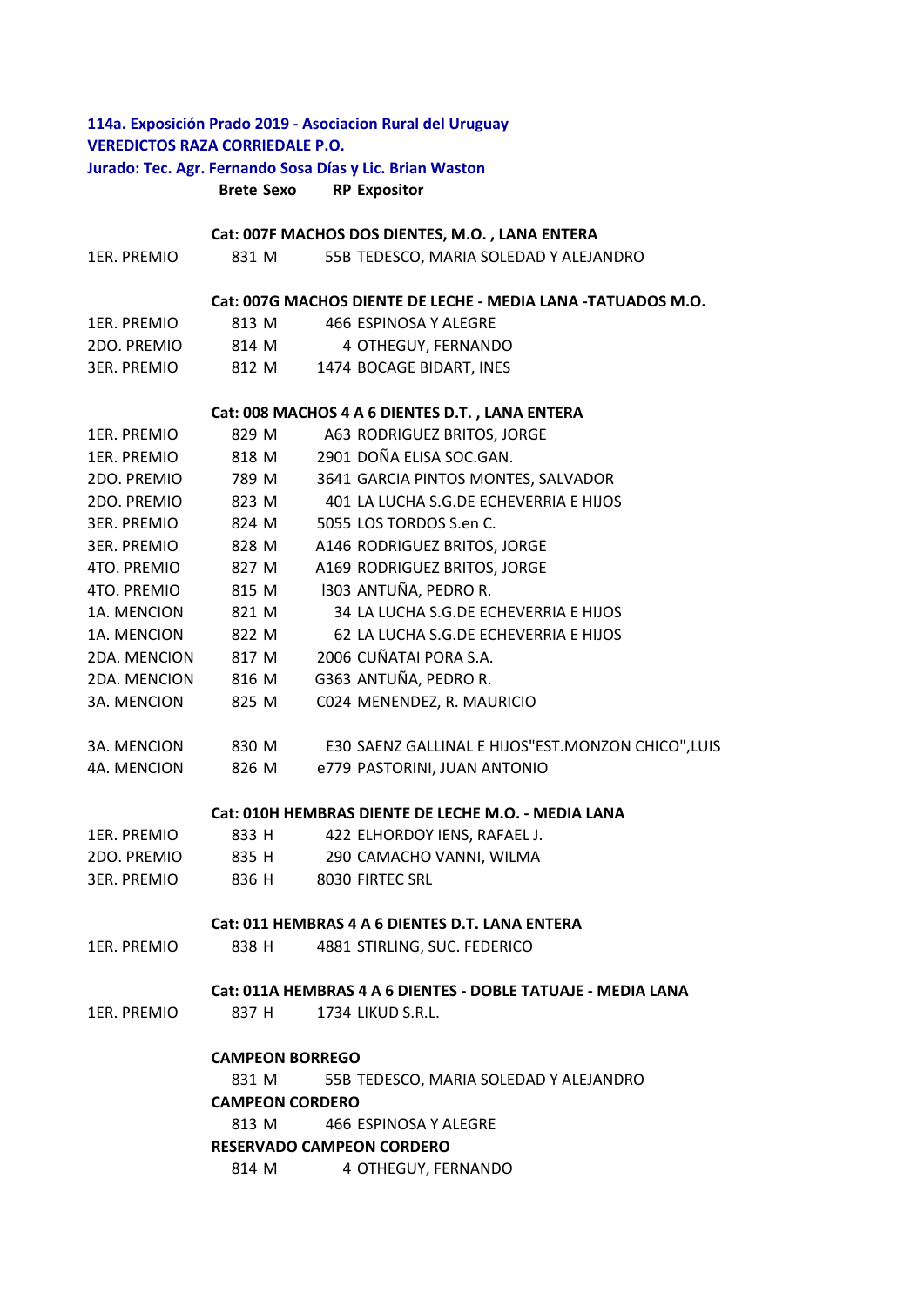**114a. Exposición Prado 2019 - Asociacion Rural del Uruguay**

**VEREDICTOS RAZA CORRIEDALE P.O.**

**Jurado: Tec. Agr. Fernando Sosa Días y Lic. Brian Waston**

| | Brete | Sexo | RP | Expositor |
|---|---|---|---|---|
| | | | | **Cat: 007F MACHOS DOS DIENTES, M.O. , LANA ENTERA** |
| 1ER. PREMIO | 831 | M | 55B | TEDESCO, MARIA SOLEDAD Y ALEJANDRO |
| | | | | **Cat: 007G MACHOS DIENTE DE LECHE - MEDIA LANA -TATUADOS M.O.** |
| 1ER. PREMIO | 813 | M | 466 | ESPINOSA Y ALEGRE |
| 2DO. PREMIO | 814 | M | 4 | OTHEGUY, FERNANDO |
| 3ER. PREMIO | 812 | M | 1474 | BOCAGE BIDART, INES |
| | | | | **Cat: 008 MACHOS 4 A 6 DIENTES D.T. , LANA ENTERA** |
| 1ER. PREMIO | 829 | M | A63 | RODRIGUEZ BRITOS, JORGE |
| 1ER. PREMIO | 818 | M | 2901 | DOÑA ELISA SOC.GAN. |
| 2DO. PREMIO | 789 | M | 3641 | GARCIA PINTOS MONTES, SALVADOR |
| 2DO. PREMIO | 823 | M | 401 | LA LUCHA S.G.DE ECHEVERRIA E HIJOS |
| 3ER. PREMIO | 824 | M | 5055 | LOS TORDOS S.en C. |
| 3ER. PREMIO | 828 | M | A146 | RODRIGUEZ BRITOS, JORGE |
| 4TO. PREMIO | 827 | M | A169 | RODRIGUEZ BRITOS, JORGE |
| 4TO. PREMIO | 815 | M | I303 | ANTUÑA, PEDRO R. |
| 1A. MENCION | 821 | M | 34 | LA LUCHA S.G.DE ECHEVERRIA E HIJOS |
| 1A. MENCION | 822 | M | 62 | LA LUCHA S.G.DE ECHEVERRIA E HIJOS |
| 2DA. MENCION | 817 | M | 2006 | CUÑATAI PORA S.A. |
| 2DA. MENCION | 816 | M | G363 | ANTUÑA, PEDRO R. |
| 3A. MENCION | 825 | M | C024 | MENENDEZ, R. MAURICIO |
| 3A. MENCION | 830 | M | E30 | SAENZ GALLINAL E HIJOS"EST.MONZON CHICO",LUIS |
| 4A. MENCION | 826 | M | e779 | PASTORINI, JUAN ANTONIO |
| | | | | **Cat: 010H HEMBRAS DIENTE DE LECHE M.O. - MEDIA LANA** |
| 1ER. PREMIO | 833 | H | 422 | ELHORDOY IENS, RAFAEL J. |
| 2DO. PREMIO | 835 | H | 290 | CAMACHO VANNI, WILMA |
| 3ER. PREMIO | 836 | H | 8030 | FIRTEC SRL |
| | | | | **Cat: 011 HEMBRAS 4 A 6 DIENTES D.T. LANA ENTERA** |
| 1ER. PREMIO | 838 | H | 4881 | STIRLING, SUC. FEDERICO |
| | | | | **Cat: 011A HEMBRAS 4 A 6 DIENTES - DOBLE TATUAJE - MEDIA LANA** |
| 1ER. PREMIO | 837 | H | 1734 | LIKUD S.R.L. |
| | | | | **CAMPEON BORREGO** |
| | 831 | M | 55B | TEDESCO, MARIA SOLEDAD Y ALEJANDRO |
| | | | | **CAMPEON CORDERO** |
| | 813 | M | 466 | ESPINOSA Y ALEGRE |
| | | | | **RESERVADO CAMPEON CORDERO** |
| | 814 | M | 4 | OTHEGUY, FERNANDO |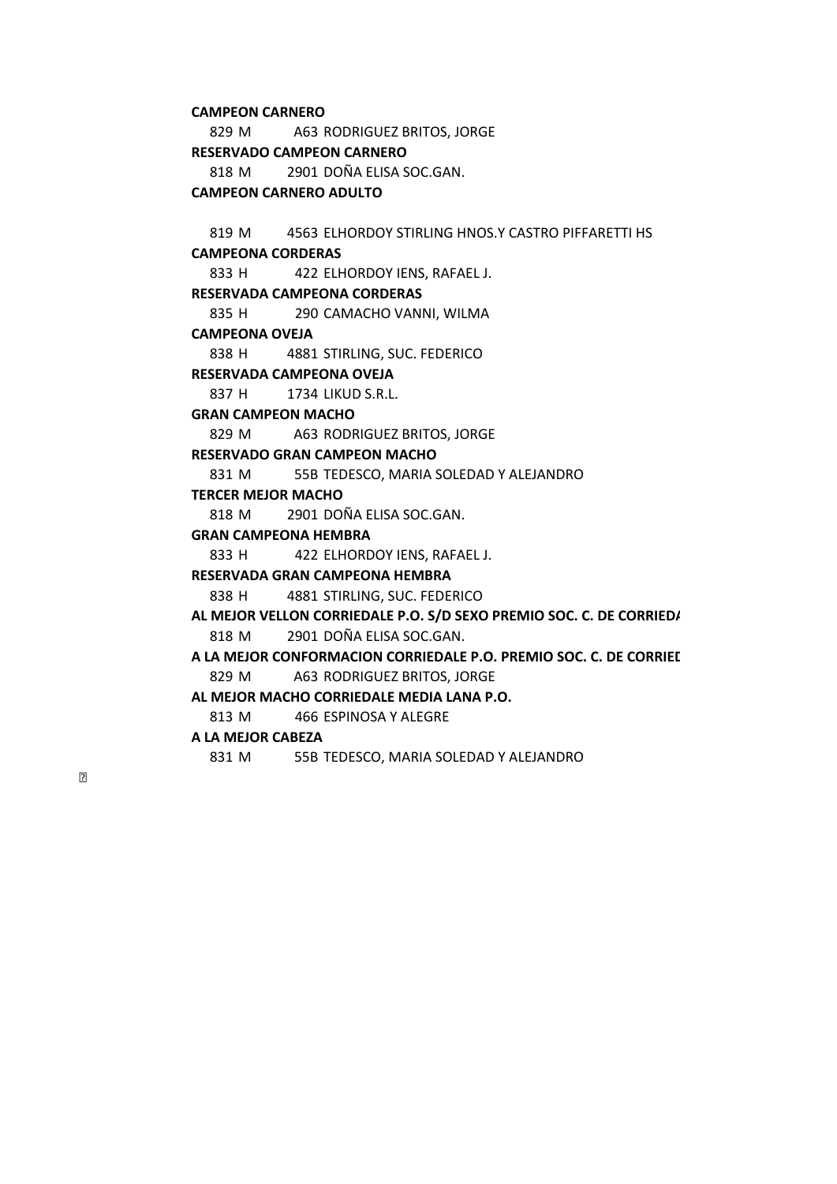**CAMPEON CARNERO**

829 M A63 RODRIGUEZ BRITOS, JORGE

**RESERVADO CAMPEON CARNERO**

818 M 2901 DOÑA ELISA SOC.GAN.

**CAMPEON CARNERO ADULTO**

819 M 4563 ELHORDOY STIRLING HNOS.Y CASTRO PIFFARETTI HS

**CAMPEONA CORDERAS**

833 H 422 ELHORDOY IENS, RAFAEL J.

**RESERVADA CAMPEONA CORDERAS**

835 H 290 CAMACHO VANNI, WILMA

**CAMPEONA OVEJA**

838 H 4881 STIRLING, SUC. FEDERICO

**RESERVADA CAMPEONA OVEJA**

837 H 1734 LIKUD S.R.L.

**GRAN CAMPEON MACHO**

829 M A63 RODRIGUEZ BRITOS, JORGE

**RESERVADO GRAN CAMPEON MACHO**

831 M 55B TEDESCO, MARIA SOLEDAD Y ALEJANDRO

**TERCER MEJOR MACHO**

818 M 2901 DOÑA ELISA SOC.GAN.

**GRAN CAMPEONA HEMBRA**

833 H 422 ELHORDOY IENS, RAFAEL J.

**RESERVADA GRAN CAMPEONA HEMBRA**

838 H 4881 STIRLING, SUC. FEDERICO

**AL MEJOR VELLON CORRIEDALE P.O. S/D SEXO PREMIO SOC. C. DE CORRIEDA**

818 M 2901 DOÑA ELISA SOC.GAN.

**A LA MEJOR CONFORMACION CORRIEDALE P.O. PREMIO SOC. C. DE CORRIED**

829 M A63 RODRIGUEZ BRITOS, JORGE

**AL MEJOR MACHO CORRIEDALE MEDIA LANA P.O.**

813 M 466 ESPINOSA Y ALEGRE

**A LA MEJOR CABEZA**

831 M 55B TEDESCO, MARIA SOLEDAD Y ALEJANDRO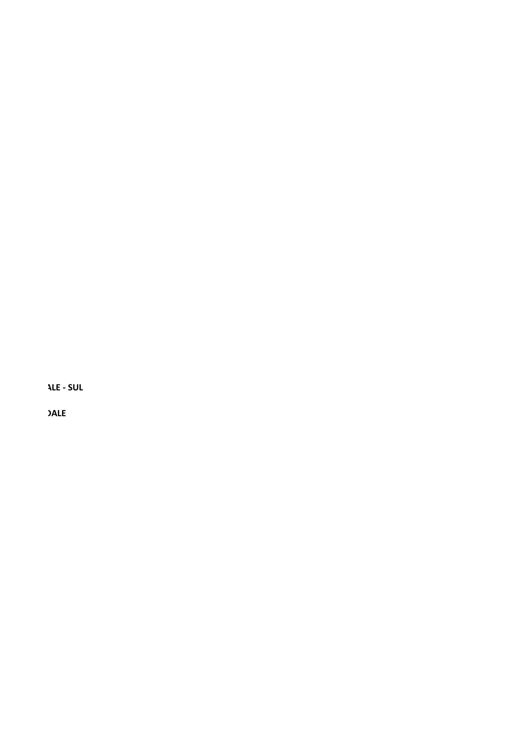**ALE - SUL**

**DALE**